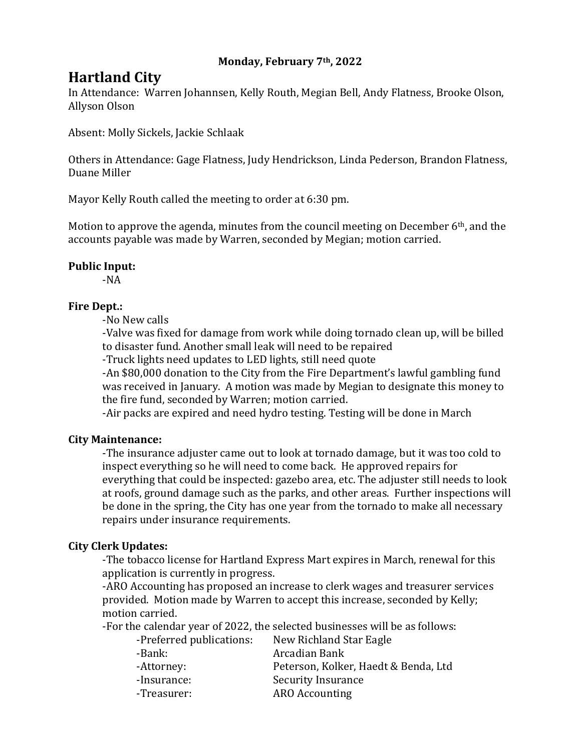**Monday, February 7th, 2022**

# Hartland City

In Attendance: Warren Johannsen, Kelly Routh, Megian Bell, Andy Flatness, Brooke Olson, Allyson Olson

Absent: Molly Sickels, Jackie Schlaak

Others in Attendance: Gage Flatness, Judy Hendrickson, Linda Pederson, Brandon Flatness, Duane Miller

Mayor Kelly Routh called the meeting to order at 6:30 pm.

Motion to approve the agenda, minutes from the council meeting on December 6th, and the accounts payable was made by Warren, seconded by Megian; motion carried.

**Public Input:**

-NA

**Fire Dept.:**

-No New calls

-Valve was fixed for damage from work while doing tornado clean up, will be billed to disaster fund. Another small leak will need to be repaired

-Truck lights need updates to LED lights, still need quote

-An $80,000 donation to the City from the Fire Department's lawful gambling fund was received in January. A motion was made by Megian to designate this money to the fire fund, seconded by Warren; motion carried.

-Air packs are expired and need hydro testing. Testing will be done in March

**City Maintenance:**

-The insurance adjuster came out to look at tornado damage, but it was too cold to inspect everything so he will need to come back. He approved repairs for everything that could be inspected: gazebo area, etc. The adjuster still needs to look at roofs, ground damage such as the parks, and other areas. Further inspections will be done in the spring, the City has one year from the tornado to make all necessary repairs under insurance requirements.

**City Clerk Updates:**

-The tobacco license for Hartland Express Mart expires in March, renewal for this application is currently in progress.

-ARO Accounting has proposed an increase to clerk wages and treasurer services provided. Motion made by Warren to accept this increase, seconded by Kelly; motion carried.

-For the calendar year of 2022, the selected businesses will be as follows:

| | |
|---|---|
| -Preferred publications: | New Richland Star Eagle |
| -Bank: | Arcadian Bank |
| -Attorney: | Peterson, Kolker, Haedt & Benda, Ltd |
| -Insurance: | Security Insurance |
| -Treasurer: | ARO Accounting |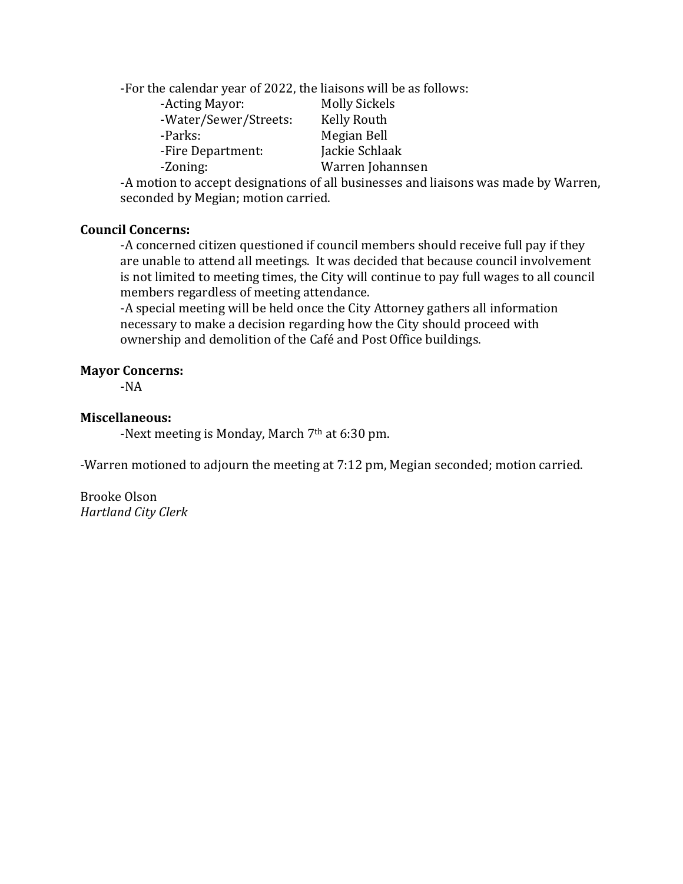-For the calendar year of 2022, the liaisons will be as follows:

| | |
|---|---|
| -Acting Mayor: | Molly Sickels |
| -Water/Sewer/Streets: | Kelly Routh |
| -Parks: | Megian Bell |
| -Fire Department: | Jackie Schlaak |
| -Zoning: | Warren Johannsen |

-A motion to accept designations of all businesses and liaisons was made by Warren, seconded by Megian; motion carried.

**Council Concerns:**

-A concerned citizen questioned if council members should receive full pay if they are unable to attend all meetings. It was decided that because council involvement is not limited to meeting times, the City will continue to pay full wages to all council members regardless of meeting attendance.

-A special meeting will be held once the City Attorney gathers all information necessary to make a decision regarding how the City should proceed with ownership and demolition of the Café and Post Office buildings.

**Mayor Concerns:**

-NA

**Miscellaneous:**

-Next meeting is Monday, March 7th at 6:30 pm.

-Warren motioned to adjourn the meeting at 7:12 pm, Megian seconded; motion carried.

Brooke Olson
*Hartland City Clerk*